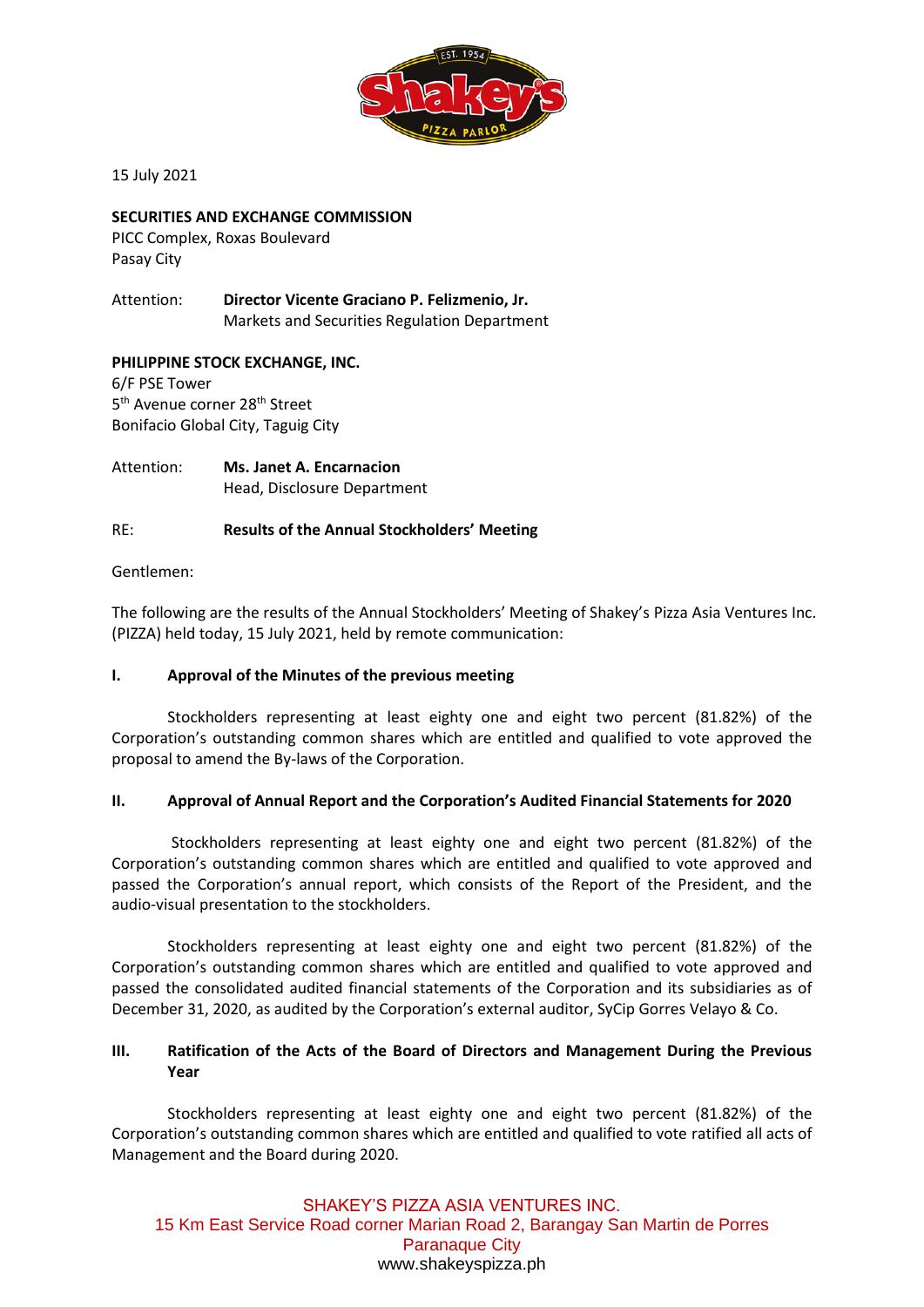15 July 2021

**SECURITIES AND EXCHANGE COMMISSION**
PICC Complex, Roxas Boulevard
Pasay City

Attention: **Director Vicente Graciano P. Felizmenio, Jr.**
Markets and Securities Regulation Department

**PHILIPPINE STOCK EXCHANGE, INC.**
6/F PSE Tower
5th Avenue corner 28th Street
Bonifacio Global City, Taguig City

Attention: **Ms. Janet A. Encarnacion**
Head, Disclosure Department

RE: **Results of the Annual Stockholders' Meeting**

Gentlemen:

The following are the results of the Annual Stockholders' Meeting of Shakey's Pizza Asia Ventures Inc. (PIZZA) held today, 15 July 2021, held by remote communication:

## I. Approval of the Minutes of the previous meeting

Stockholders representing at least eighty one and eight two percent (81.82%) of the Corporation's outstanding common shares which are entitled and qualified to vote approved the proposal to amend the By-laws of the Corporation.

## II. Approval of Annual Report and the Corporation's Audited Financial Statements for 2020

Stockholders representing at least eighty one and eight two percent (81.82%) of the Corporation's outstanding common shares which are entitled and qualified to vote approved and passed the Corporation's annual report, which consists of the Report of the President, and the audio-visual presentation to the stockholders.

Stockholders representing at least eighty one and eight two percent (81.82%) of the Corporation's outstanding common shares which are entitled and qualified to vote approved and passed the consolidated audited financial statements of the Corporation and its subsidiaries as of December 31, 2020, as audited by the Corporation's external auditor, SyCip Gorres Velayo & Co.

## III. Ratification of the Acts of the Board of Directors and Management During the Previous Year

Stockholders representing at least eighty one and eight two percent (81.82%) of the Corporation's outstanding common shares which are entitled and qualified to vote ratified all acts of Management and the Board during 2020.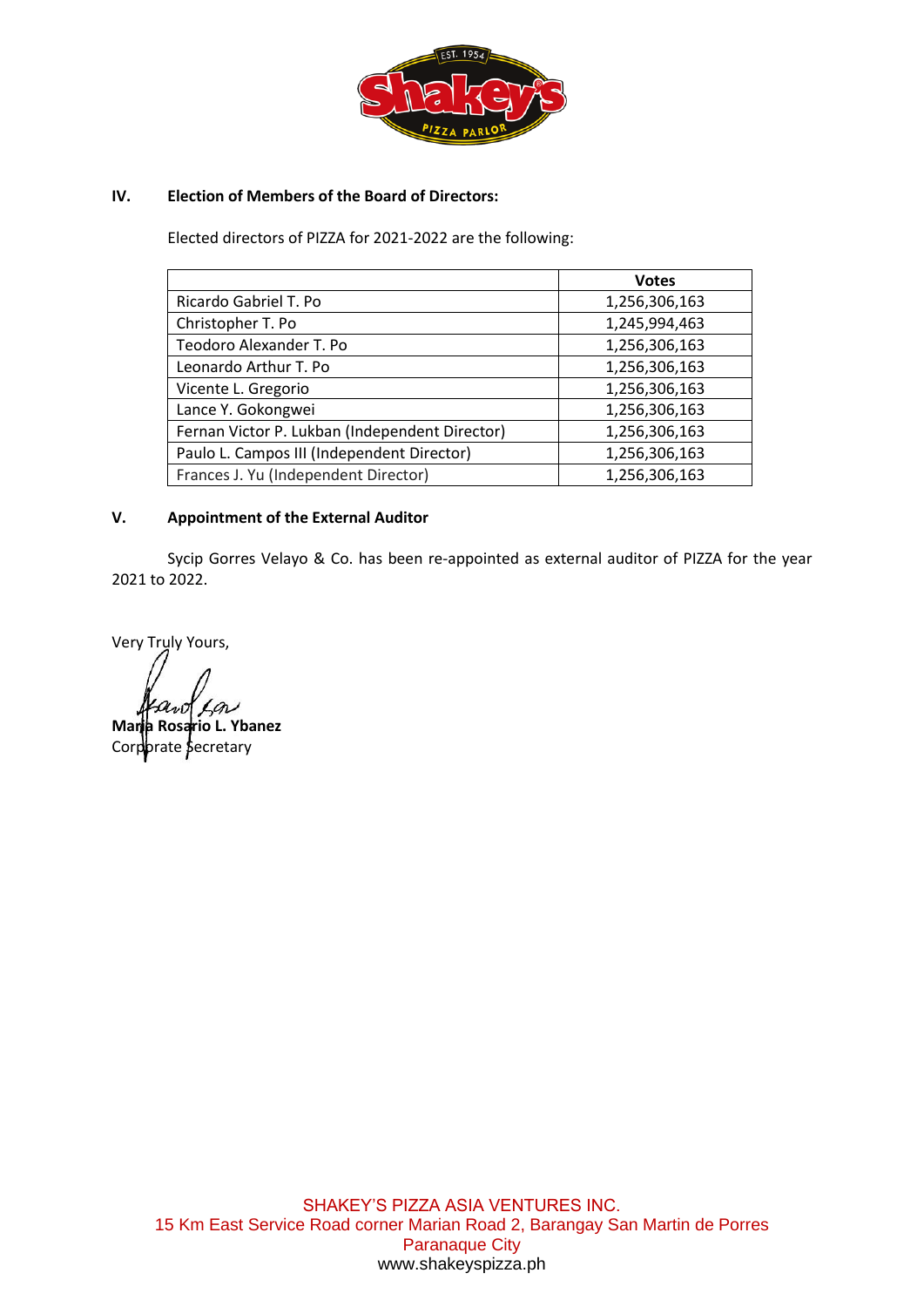### IV. Election of Members of the Board of Directors:

Elected directors of PIZZA for 2021-2022 are the following:

| | Votes |
|---|---|
| Ricardo Gabriel T. Po | 1,256,306,163 |
| Christopher T. Po | 1,245,994,463 |
| Teodoro Alexander T. Po | 1,256,306,163 |
| Leonardo Arthur T. Po | 1,256,306,163 |
| Vicente L. Gregorio | 1,256,306,163 |
| Lance Y. Gokongwei | 1,256,306,163 |
| Fernan Victor P. Lukban (Independent Director) | 1,256,306,163 |
| Paulo L. Campos III (Independent Director) | 1,256,306,163 |
| Frances J. Yu (Independent Director) | 1,256,306,163 |

### V. Appointment of the External Auditor

Sycip Gorres Velayo & Co. has been re-appointed as external auditor of PIZZA for the year 2021 to 2022.

Very Truly Yours,

**Maria Rosario L. Ybanez**
Corporate Secretary

SHAKEY'S PIZZA ASIA VENTURES INC.
15 Km East Service Road corner Marian Road 2, Barangay San Martin de Porres
Paranaque City
www.shakeyspizza.ph